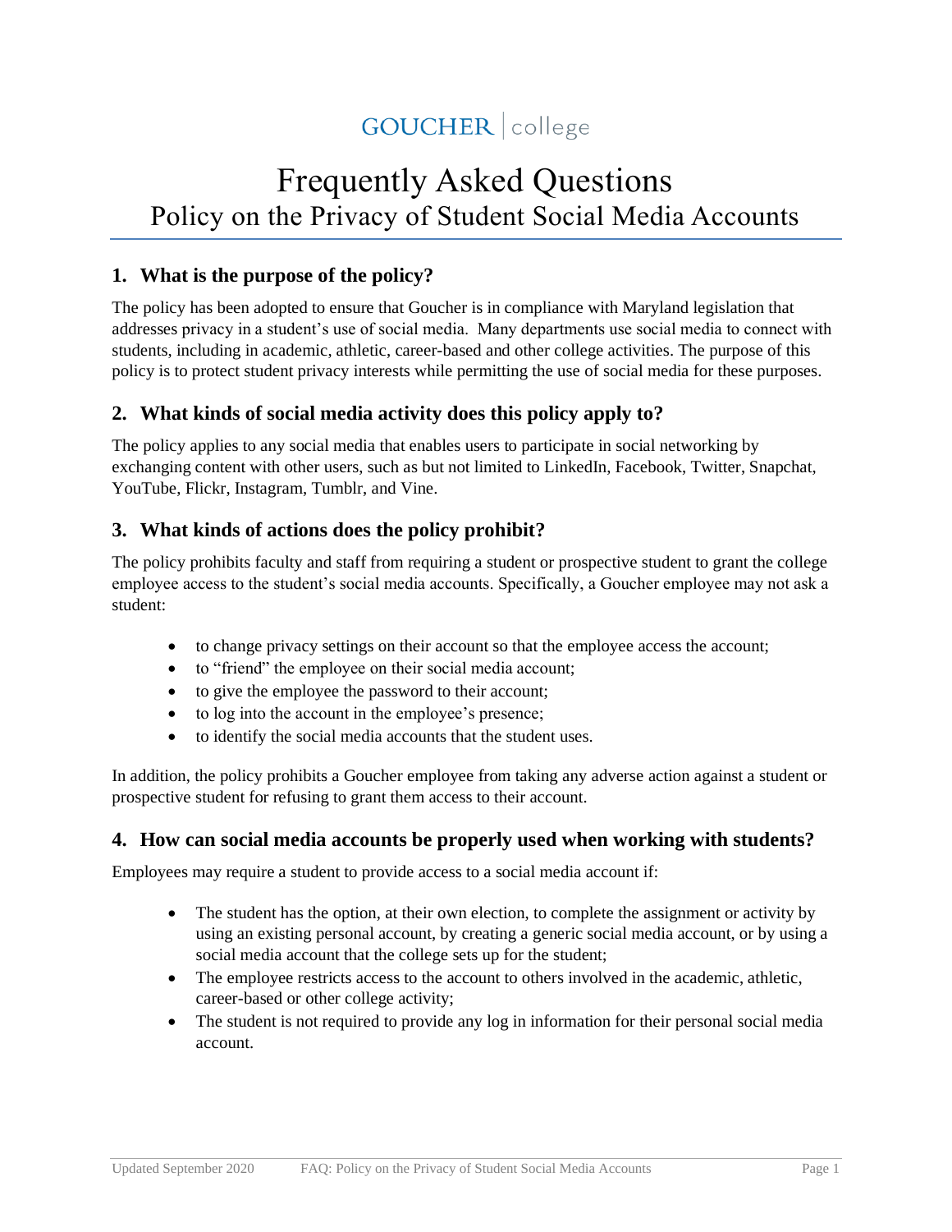GOUCHER | college

# Frequently Asked Questions
## Policy on the Privacy of Student Social Media Accounts

### 1. What is the purpose of the policy?

The policy has been adopted to ensure that Goucher is in compliance with Maryland legislation that addresses privacy in a student's use of social media. Many departments use social media to connect with students, including in academic, athletic, career-based and other college activities. The purpose of this policy is to protect student privacy interests while permitting the use of social media for these purposes.

### 2. What kinds of social media activity does this policy apply to?

The policy applies to any social media that enables users to participate in social networking by exchanging content with other users, such as but not limited to LinkedIn, Facebook, Twitter, Snapchat, YouTube, Flickr, Instagram, Tumblr, and Vine.

### 3. What kinds of actions does the policy prohibit?

The policy prohibits faculty and staff from requiring a student or prospective student to grant the college employee access to the student's social media accounts. Specifically, a Goucher employee may not ask a student:

- to change privacy settings on their account so that the employee access the account;
- to "friend" the employee on their social media account;
- to give the employee the password to their account;
- to log into the account in the employee's presence;
- to identify the social media accounts that the student uses.

In addition, the policy prohibits a Goucher employee from taking any adverse action against a student or prospective student for refusing to grant them access to their account.

### 4. How can social media accounts be properly used when working with students?

Employees may require a student to provide access to a social media account if:

- The student has the option, at their own election, to complete the assignment or activity by using an existing personal account, by creating a generic social media account, or by using a social media account that the college sets up for the student;
- The employee restricts access to the account to others involved in the academic, athletic, career-based or other college activity;
- The student is not required to provide any log in information for their personal social media account.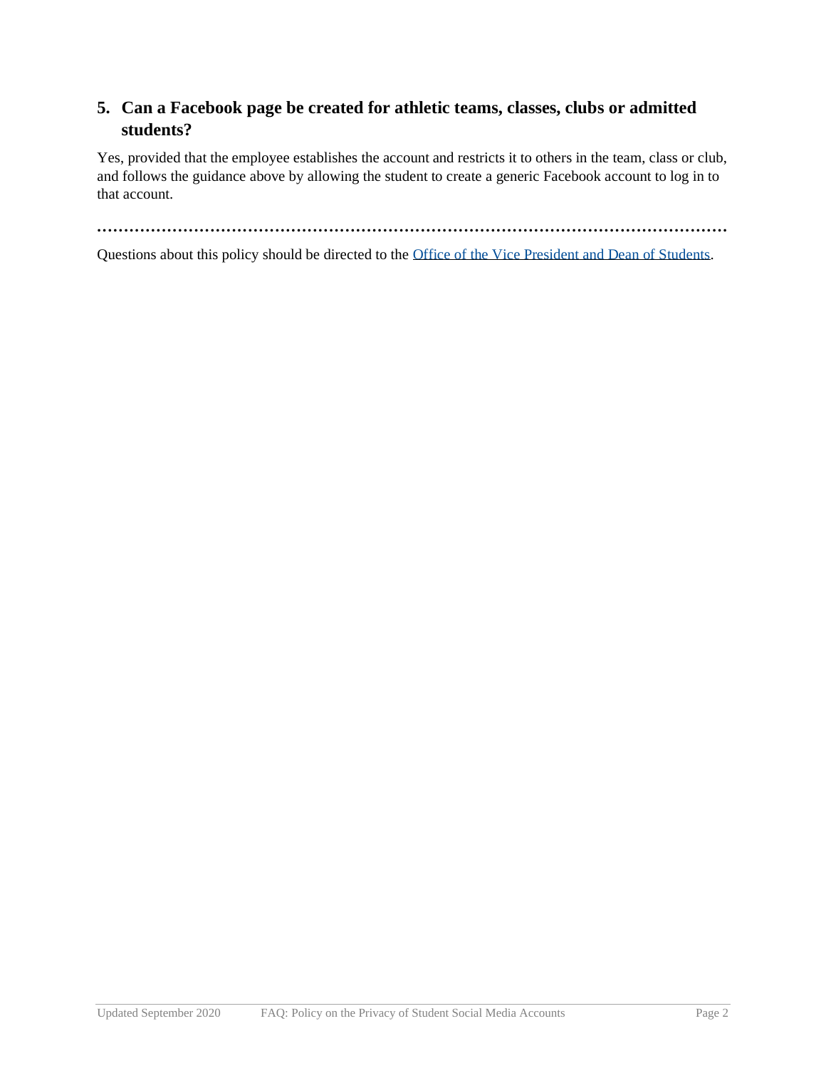## 5. Can a Facebook page be created for athletic teams, classes, clubs or admitted students?

Yes, provided that the employee establishes the account and restricts it to others in the team, class or club, and follows the guidance above by allowing the student to create a generic Facebook account to log in to that account.

…………………………………………………………………………………………………………

Questions about this policy should be directed to the Office of the Vice President and Dean of Students.